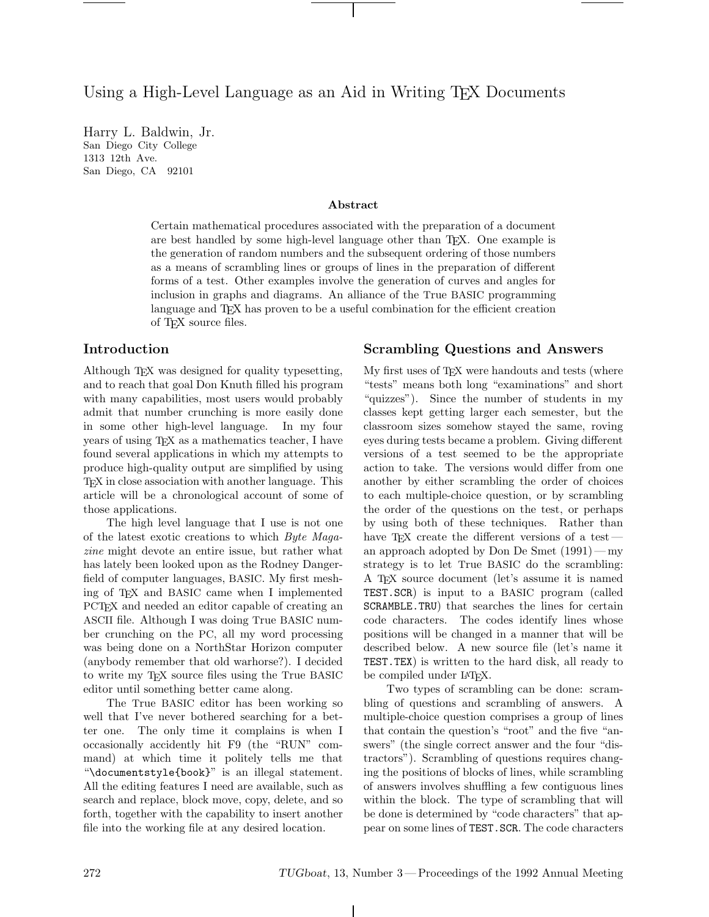# Using a High-Level Language as an Aid in Writing TEX Documents

Harry L. Baldwin, Jr.
San Diego City College
1313 12th Ave.
San Diego, CA 92101

### Abstract

Certain mathematical procedures associated with the preparation of a document are best handled by some high-level language other than TEX. One example is the generation of random numbers and the subsequent ordering of those numbers as a means of scrambling lines or groups of lines in the preparation of different forms of a test. Other examples involve the generation of curves and angles for inclusion in graphs and diagrams. An alliance of the True BASIC programming language and TEX has proven to be a useful combination for the efficient creation of TEX source files.

## Introduction

Although TEX was designed for quality typesetting, and to reach that goal Don Knuth filled his program with many capabilities, most users would probably admit that number crunching is more easily done in some other high-level language. In my four years of using TEX as a mathematics teacher, I have found several applications in which my attempts to produce high-quality output are simplified by using TEX in close association with another language. This article will be a chronological account of some of those applications.

The high level language that I use is not one of the latest exotic creations to which *Byte Magazine* might devote an entire issue, but rather what has lately been looked upon as the Rodney Dangerfield of computer languages, BASIC. My first meshing of TEX and BASIC came when I implemented PCTEX and needed an editor capable of creating an ASCII file. Although I was doing True BASIC number crunching on the PC, all my word processing was being done on a NorthStar Horizon computer (anybody remember that old warhorse?). I decided to write my TEX source files using the True BASIC editor until something better came along.

The True BASIC editor has been working so well that I've never bothered searching for a better one. The only time it complains is when I occasionally accidently hit F9 (the "RUN" command) at which time it politely tells me that "`\documentstyle{book}`" is an illegal statement. All the editing features I need are available, such as search and replace, block move, copy, delete, and so forth, together with the capability to insert another file into the working file at any desired location.

## Scrambling Questions and Answers

My first uses of TEX were handouts and tests (where "tests" means both long "examinations" and short "quizzes"). Since the number of students in my classes kept getting larger each semester, but the classroom sizes somehow stayed the same, roving eyes during tests became a problem. Giving different versions of a test seemed to be the appropriate action to take. The versions would differ from one another by either scrambling the order of choices to each multiple-choice question, or by scrambling the order of the questions on the test, or perhaps by using both of these techniques. Rather than have TEX create the different versions of a test — an approach adopted by Don De Smet (1991) — my strategy is to let True BASIC do the scrambling: A TEX source document (let's assume it is named `TEST.SCR`) is input to a BASIC program (called `SCRAMBLE.TRU`) that searches the lines for certain code characters. The codes identify lines whose positions will be changed in a manner that will be described below. A new source file (let's name it `TEST.TEX`) is written to the hard disk, all ready to be compiled under LATEX.

Two types of scrambling can be done: scrambling of questions and scrambling of answers. A multiple-choice question comprises a group of lines that contain the question's "root" and the five "answers" (the single correct answer and the four "distractors"). Scrambling of questions requires changing the positions of blocks of lines, while scrambling of answers involves shuffling a few contiguous lines within the block. The type of scrambling that will be done is determined by "code characters" that appear on some lines of `TEST.SCR`. The code characters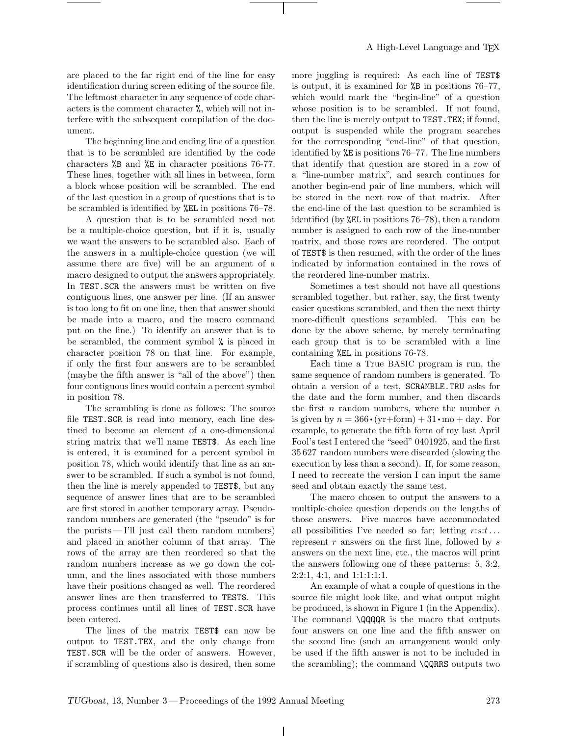are placed to the far right end of the line for easy identification during screen editing of the source file. The leftmost character in any sequence of code characters is the comment character `%`, which will not interfere with the subsequent compilation of the document.

The beginning line and ending line of a question that is to be scrambled are identified by the code characters `%B` and `%E` in character positions 76-77. These lines, together with all lines in between, form a block whose position will be scrambled. The end of the last question in a group of questions that is to be scrambled is identified by `%EL` in positions 76–78.

A question that is to be scrambled need not be a multiple-choice question, but if it is, usually we want the answers to be scrambled also. Each of the answers in a multiple-choice question (we will assume there are five) will be an argument of a macro designed to output the answers appropriately. In `TEST.SCR` the answers must be written on five contiguous lines, one answer per line. (If an answer is too long to fit on one line, then that answer should be made into a macro, and the macro command put on the line.) To identify an answer that is to be scrambled, the comment symbol `%` is placed in character position 78 on that line. For example, if only the first four answers are to be scrambled (maybe the fifth answer is "all of the above") then four contiguous lines would contain a percent symbol in position 78.

The scrambling is done as follows: The source file `TEST.SCR` is read into memory, each line destined to become an element of a one-dimensional string matrix that we'll name `TEST$`. As each line is entered, it is examined for a percent symbol in position 78, which would identify that line as an answer to be scrambled. If such a symbol is not found, then the line is merely appended to `TEST$`, but any sequence of answer lines that are to be scrambled are first stored in another temporary array. Pseudorandom numbers are generated (the "pseudo" is for the purists — I'll just call them random numbers) and placed in another column of that array. The rows of the array are then reordered so that the random numbers increase as we go down the column, and the lines associated with those numbers have their positions changed as well. The reordered answer lines are then transferred to `TEST$`. This process continues until all lines of `TEST.SCR` have been entered.

The lines of the matrix `TEST$` can now be output to `TEST.TEX`, and the only change from `TEST.SCR` will be the order of answers. However, if scrambling of questions also is desired, then some more juggling is required: As each line of `TEST$` is output, it is examined for `%B` in positions 76–77, which would mark the "begin-line" of a question whose position is to be scrambled. If not found, then the line is merely output to `TEST.TEX`; if found, output is suspended while the program searches for the corresponding "end-line" of that question, identified by `%E` is positions 76–77. The line numbers that identify that question are stored in a row of a "line-number matrix", and search continues for another begin-end pair of line numbers, which will be stored in the next row of that matrix. After the end-line of the last question to be scrambled is identified (by `%EL` in positions 76–78), then a random number is assigned to each row of the line-number matrix, and those rows are reordered. The output of `TEST$` is then resumed, with the order of the lines indicated by information contained in the rows of the reordered line-number matrix.

Sometimes a test should not have all questions scrambled together, but rather, say, the first twenty easier questions scrambled, and then the next thirty more-difficult questions scrambled. This can be done by the above scheme, by merely terminating each group that is to be scrambled with a line containing `%EL` in positions 76-78.

Each time a True BASIC program is run, the same sequence of random numbers is generated. To obtain a version of a test, `SCRAMBLE.TRU` asks for the date and the form number, and then discards the first $n$ random numbers, where the number $n$ is given by $n = 366 \cdot (\text{yr}+\text{form}) + 31 \cdot \text{mo} + \text{day}$. For example, to generate the fifth form of my last April Fool's test I entered the "seed" 0401925, and the first 35 627 random numbers were discarded (slowing the execution by less than a second). If, for some reason, I need to recreate the version I can input the same seed and obtain exactly the same test.

The macro chosen to output the answers to a multiple-choice question depends on the lengths of those answers. Five macros have accommodated all possibilities I've needed so far; letting $r{:}s{:}t\ldots$ represent $r$ answers on the first line, followed by $s$ answers on the next line, etc., the macros will print the answers following one of these patterns: 5, 3:2, 2:2:1, 4:1, and 1:1:1:1:1.

An example of what a couple of questions in the source file might look like, and what output might be produced, is shown in Figure 1 (in the Appendix). The command `\QQQQR` is the macro that outputs four answers on one line and the fifth answer on the second line (such an arrangement would only be used if the fifth answer is not to be included in the scrambling); the command `\QQRRS` outputs two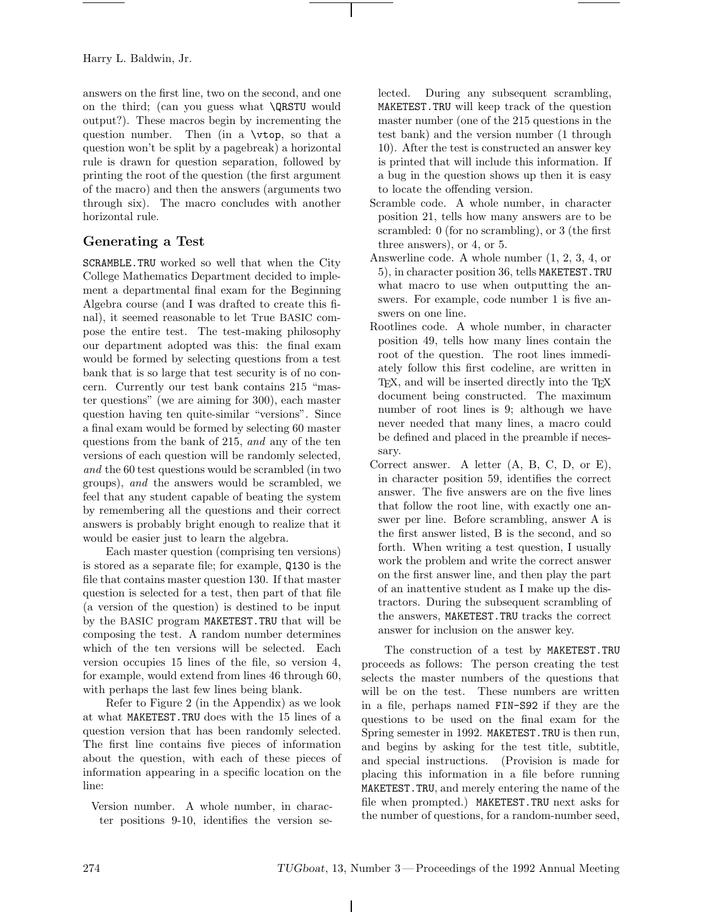answers on the first line, two on the second, and one on the third; (can you guess what `\QRSTU` would output?). These macros begin by incrementing the question number. Then (in a `\vtop`, so that a question won't be split by a pagebreak) a horizontal rule is drawn for question separation, followed by printing the root of the question (the first argument of the macro) and then the answers (arguments two through six). The macro concludes with another horizontal rule.

## Generating a Test

`SCRAMBLE.TRU` worked so well that when the City College Mathematics Department decided to implement a departmental final exam for the Beginning Algebra course (and I was drafted to create this final), it seemed reasonable to let True BASIC compose the entire test. The test-making philosophy our department adopted was this: the final exam would be formed by selecting questions from a test bank that is so large that test security is of no concern. Currently our test bank contains 215 "master questions" (we are aiming for 300), each master question having ten quite-similar "versions". Since a final exam would be formed by selecting 60 master questions from the bank of 215, *and* any of the ten versions of each question will be randomly selected, *and* the 60 test questions would be scrambled (in two groups), *and* the answers would be scrambled, we feel that any student capable of beating the system by remembering all the questions and their correct answers is probably bright enough to realize that it would be easier just to learn the algebra.

Each master question (comprising ten versions) is stored as a separate file; for example, `Q130` is the file that contains master question 130. If that master question is selected for a test, then part of that file (a version of the question) is destined to be input by the BASIC program `MAKETEST.TRU` that will be composing the test. A random number determines which of the ten versions will be selected. Each version occupies 15 lines of the file, so version 4, for example, would extend from lines 46 through 60, with perhaps the last few lines being blank.

Refer to Figure 2 (in the Appendix) as we look at what `MAKETEST.TRU` does with the 15 lines of a question version that has been randomly selected. The first line contains five pieces of information about the question, with each of these pieces of information appearing in a specific location on the line:

- Version number. A whole number, in character positions 9-10, identifies the version selected. During any subsequent scrambling, `MAKETEST.TRU` will keep track of the question master number (one of the 215 questions in the test bank) and the version number (1 through 10). After the test is constructed an answer key is printed that will include this information. If a bug in the question shows up then it is easy to locate the offending version.
- Scramble code. A whole number, in character position 21, tells how many answers are to be scrambled: 0 (for no scrambling), or 3 (the first three answers), or 4, or 5.
- Answerline code. A whole number (1, 2, 3, 4, or 5), in character position 36, tells `MAKETEST.TRU` what macro to use when outputting the answers. For example, code number 1 is five answers on one line.
- Rootlines code. A whole number, in character position 49, tells how many lines contain the root of the question. The root lines immediately follow this first codeline, are written in TeX, and will be inserted directly into the TeX document being constructed. The maximum number of root lines is 9; although we have never needed that many lines, a macro could be defined and placed in the preamble if necessary.
- Correct answer. A letter (A, B, C, D, or E), in character position 59, identifies the correct answer. The five answers are on the five lines that follow the root line, with exactly one answer per line. Before scrambling, answer A is the first answer listed, B is the second, and so forth. When writing a test question, I usually work the problem and write the correct answer on the first answer line, and then play the part of an inattentive student as I make up the distractors. During the subsequent scrambling of the answers, `MAKETEST.TRU` tracks the correct answer for inclusion on the answer key.

The construction of a test by `MAKETEST.TRU` proceeds as follows: The person creating the test selects the master numbers of the questions that will be on the test. These numbers are written in a file, perhaps named `FIN-S92` if they are the questions to be used on the final exam for the Spring semester in 1992. `MAKETEST.TRU` is then run, and begins by asking for the test title, subtitle, and special instructions. (Provision is made for placing this information in a file before running `MAKETEST.TRU`, and merely entering the name of the file when prompted.) `MAKETEST.TRU` next asks for the number of questions, for a random-number seed,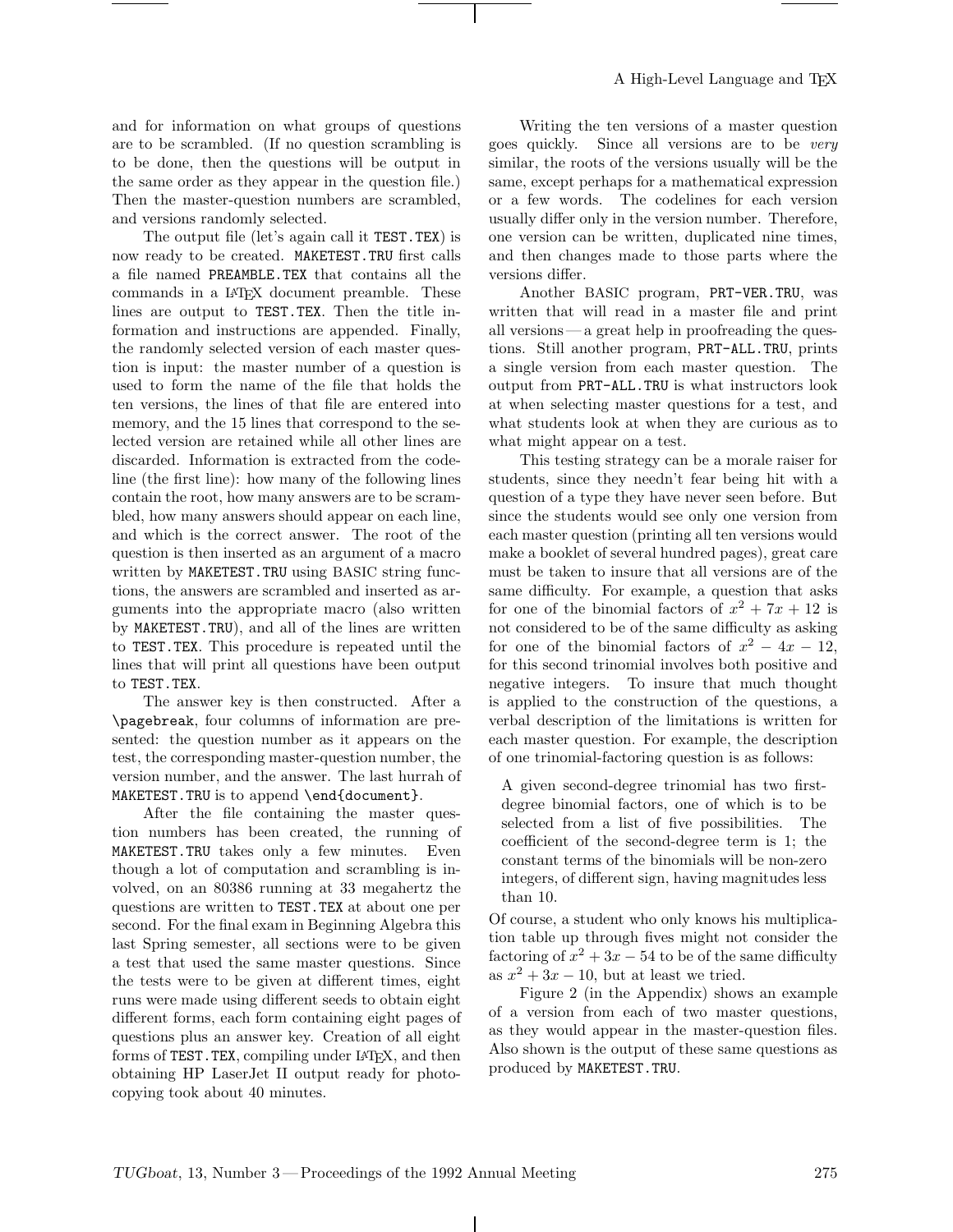and for information on what groups of questions are to be scrambled. (If no question scrambling is to be done, then the questions will be output in the same order as they appear in the question file.) Then the master-question numbers are scrambled, and versions randomly selected.

The output file (let's again call it `TEST.TEX`) is now ready to be created. `MAKETEST.TRU` first calls a file named `PREAMBLE.TEX` that contains all the commands in a LaTeX document preamble. These lines are output to `TEST.TEX`. Then the title information and instructions are appended. Finally, the randomly selected version of each master question is input: the master number of a question is used to form the name of the file that holds the ten versions, the lines of that file are entered into memory, and the 15 lines that correspond to the selected version are retained while all other lines are discarded. Information is extracted from the codeline (the first line): how many of the following lines contain the root, how many answers are to be scrambled, how many answers should appear on each line, and which is the correct answer. The root of the question is then inserted as an argument of a macro written by `MAKETEST.TRU` using BASIC string functions, the answers are scrambled and inserted as arguments into the appropriate macro (also written by `MAKETEST.TRU`), and all of the lines are written to `TEST.TEX`. This procedure is repeated until the lines that will print all questions have been output to `TEST.TEX`.

The answer key is then constructed. After a `\pagebreak`, four columns of information are presented: the question number as it appears on the test, the corresponding master-question number, the version number, and the answer. The last hurrah of `MAKETEST.TRU` is to append `\end{document}`.

After the file containing the master question numbers has been created, the running of `MAKETEST.TRU` takes only a few minutes. Even though a lot of computation and scrambling is involved, on an 80386 running at 33 megahertz the questions are written to `TEST.TEX` at about one per second. For the final exam in Beginning Algebra this last Spring semester, all sections were to be given a test that used the same master questions. Since the tests were to be given at different times, eight runs were made using different seeds to obtain eight different forms, each form containing eight pages of questions plus an answer key. Creation of all eight forms of `TEST.TEX`, compiling under LaTeX, and then obtaining HP LaserJet II output ready for photocopying took about 40 minutes.

Writing the ten versions of a master question goes quickly. Since all versions are to be *very* similar, the roots of the versions usually will be the same, except perhaps for a mathematical expression or a few words. The codelines for each version usually differ only in the version number. Therefore, one version can be written, duplicated nine times, and then changes made to those parts where the versions differ.

Another BASIC program, `PRT-VER.TRU`, was written that will read in a master file and print all versions — a great help in proofreading the questions. Still another program, `PRT-ALL.TRU`, prints a single version from each master question. The output from `PRT-ALL.TRU` is what instructors look at when selecting master questions for a test, and what students look at when they are curious as to what might appear on a test.

This testing strategy can be a morale raiser for students, since they needn't fear being hit with a question of a type they have never seen before. But since the students would see only one version from each master question (printing all ten versions would make a booklet of several hundred pages), great care must be taken to insure that all versions are of the same difficulty. For example, a question that asks for one of the binomial factors of $x^2 + 7x + 12$ is not considered to be of the same difficulty as asking for one of the binomial factors of $x^2 - 4x - 12$, for this second trinomial involves both positive and negative integers. To insure that much thought is applied to the construction of the questions, a verbal description of the limitations is written for each master question. For example, the description of one trinomial-factoring question is as follows:

> A given second-degree trinomial has two first-degree binomial factors, one of which is to be selected from a list of five possibilities. The coefficient of the second-degree term is 1; the constant terms of the binomials will be non-zero integers, of different sign, having magnitudes less than 10.

Of course, a student who only knows his multiplication table up through fives might not consider the factoring of $x^2 + 3x - 54$ to be of the same difficulty as $x^2 + 3x - 10$, but at least we tried.

Figure 2 (in the Appendix) shows an example of a version from each of two master questions, as they would appear in the master-question files. Also shown is the output of these same questions as produced by `MAKETEST.TRU`.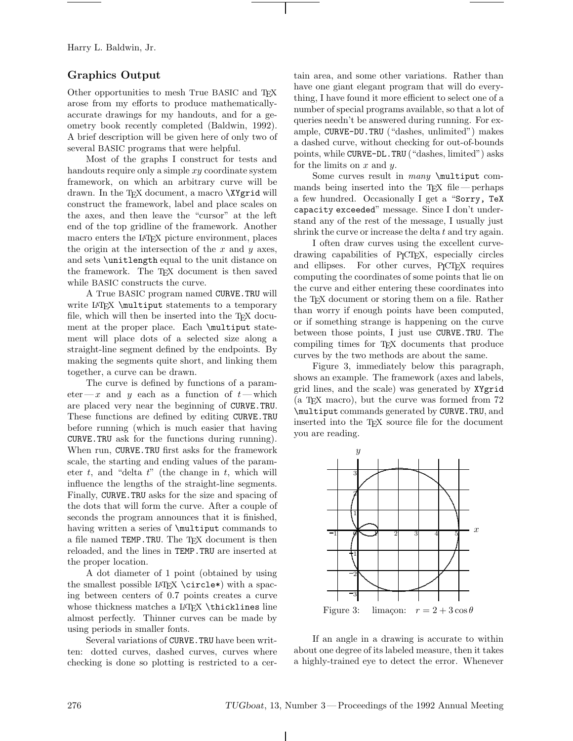## Graphics Output

Other opportunities to mesh True BASIC and TEX arose from my efforts to produce mathematically-accurate drawings for my handouts, and for a geometry book recently completed (Baldwin, 1992). A brief description will be given here of only two of several BASIC programs that were helpful.

Most of the graphs I construct for tests and handouts require only a simple $xy$ coordinate system framework, on which an arbitrary curve will be drawn. In the TEX document, a macro `\XYgrid` will construct the framework, label and place scales on the axes, and then leave the "cursor" at the left end of the top gridline of the framework. Another macro enters the LATEX picture environment, places the origin at the intersection of the $x$ and $y$ axes, and sets `\unitlength` equal to the unit distance on the framework. The TEX document is then saved while BASIC constructs the curve.

A True BASIC program named `CURVE.TRU` will write LATEX `\multiput` statements to a temporary file, which will then be inserted into the TEX document at the proper place. Each `\multiput` statement will place dots of a selected size along a straight-line segment defined by the endpoints. By making the segments quite short, and linking them together, a curve can be drawn.

The curve is defined by functions of a parameter — $x$ and $y$ each as a function of $t$ — which are placed very near the beginning of `CURVE.TRU`. These functions are defined by editing `CURVE.TRU` before running (which is much easier that having `CURVE.TRU` ask for the functions during running). When run, `CURVE.TRU` first asks for the framework scale, the starting and ending values of the parameter $t$, and "delta $t$" (the change in $t$, which will influence the lengths of the straight-line segments. Finally, `CURVE.TRU` asks for the size and spacing of the dots that will form the curve. After a couple of seconds the program announces that it is finished, having written a series of `\multiput` commands to a file named `TEMP.TRU`. The TEX document is then reloaded, and the lines in `TEMP.TRU` are inserted at the proper location.

A dot diameter of 1 point (obtained by using the smallest possible LATEX `\circle*`) with a spacing between centers of 0.7 points creates a curve whose thickness matches a LATEX `\thicklines` line almost perfectly. Thinner curves can be made by using periods in smaller fonts.

Several variations of `CURVE.TRU` have been written: dotted curves, dashed curves, curves where checking is done so plotting is restricted to a certain area, and some other variations. Rather than have one giant elegant program that will do everything, I have found it more efficient to select one of a number of special programs available, so that a lot of queries needn't be answered during running. For example, `CURVE-DU.TRU` ("dashes, unlimited") makes a dashed curve, without checking for out-of-bounds points, while `CURVE-DL.TRU` ("dashes, limited") asks for the limits on $x$ and $y$.

Some curves result in *many* `\multiput` commands being inserted into the TEX file — perhaps a few hundred. Occasionally I get a "`Sorry, TeX capacity exceeded`" message. Since I don't understand any of the rest of the message, I usually just shrink the curve or increase the delta $t$ and try again.

I often draw curves using the excellent curve-drawing capabilities of PICTEX, especially circles and ellipses. For other curves, PICTEX requires computing the coordinates of some points that lie on the curve and either entering these coordinates into the TEX document or storing them on a file. Rather than worry if enough points have been computed, or if something strange is happening on the curve between those points, I just use `CURVE.TRU`. The compiling times for TEX documents that produce curves by the two methods are about the same.

Figure 3, immediately below this paragraph, shows an example. The framework (axes and labels, grid lines, and the scale) was generated by `XYgrid` (a TEX macro), but the curve was formed from 72 `\multiput` commands generated by `CURVE.TRU`, and inserted into the TEX source file for the document you are reading.

Figure 3: limaçon: $r = 2 + 3\cos\theta$

If an angle in a drawing is accurate to within about one degree of its labeled measure, then it takes a highly-trained eye to detect the error. Whenever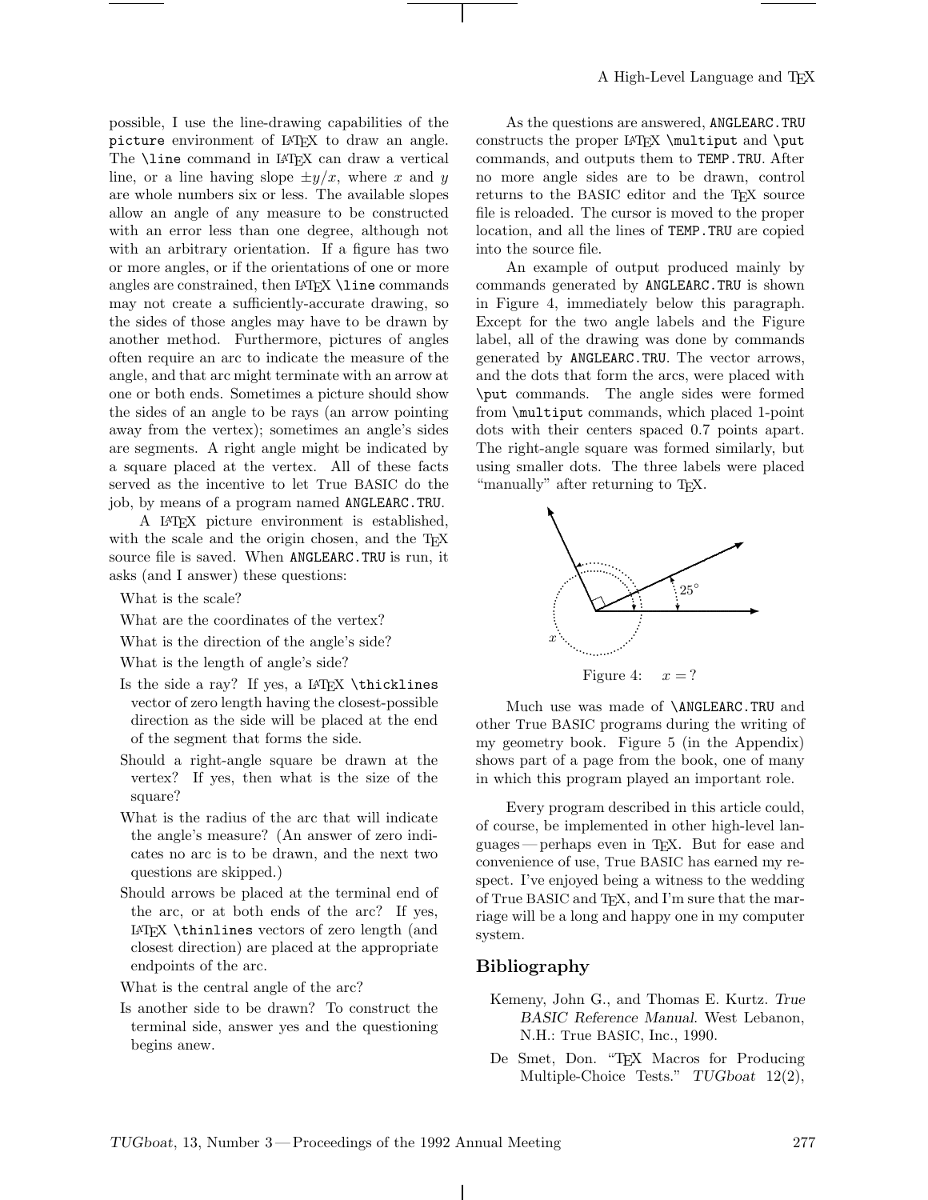possible, I use the line-drawing capabilities of the `picture` environment of LaTeX to draw an angle. The `\line` command in LaTeX can draw a vertical line, or a line having slope $\pm y/x$, where $x$ and $y$ are whole numbers six or less. The available slopes allow an angle of any measure to be constructed with an error less than one degree, although not with an arbitrary orientation. If a figure has two or more angles, or if the orientations of one or more angles are constrained, then LaTeX `\line` commands may not create a sufficiently-accurate drawing, so the sides of those angles may have to be drawn by another method. Furthermore, pictures of angles often require an arc to indicate the measure of the angle, and that arc might terminate with an arrow at one or both ends. Sometimes a picture should show the sides of an angle to be rays (an arrow pointing away from the vertex); sometimes an angle's sides are segments. A right angle might be indicated by a square placed at the vertex. All of these facts served as the incentive to let True BASIC do the job, by means of a program named `ANGLEARC.TRU`.

A LaTeX picture environment is established, with the scale and the origin chosen, and the TeX source file is saved. When `ANGLEARC.TRU` is run, it asks (and I answer) these questions:

- What is the scale?
- What are the coordinates of the vertex?
- What is the direction of the angle's side?
- What is the length of angle's side?
- Is the side a ray? If yes, a LaTeX `\thicklines` vector of zero length having the closest-possible direction as the side will be placed at the end of the segment that forms the side.
- Should a right-angle square be drawn at the vertex? If yes, then what is the size of the square?
- What is the radius of the arc that will indicate the angle's measure? (An answer of zero indicates no arc is to be drawn, and the next two questions are skipped.)
- Should arrows be placed at the terminal end of the arc, or at both ends of the arc? If yes, LaTeX `\thinlines` vectors of zero length (and closest direction) are placed at the appropriate endpoints of the arc.
- What is the central angle of the arc?
- Is another side to be drawn? To construct the terminal side, answer yes and the questioning begins anew.

As the questions are answered, `ANGLEARC.TRU` constructs the proper LaTeX `\multiput` and `\put` commands, and outputs them to `TEMP.TRU`. After no more angle sides are to be drawn, control returns to the BASIC editor and the TeX source file is reloaded. The cursor is moved to the proper location, and all the lines of `TEMP.TRU` are copied into the source file.

An example of output produced mainly by commands generated by `ANGLEARC.TRU` is shown in Figure 4, immediately below this paragraph. Except for the two angle labels and the Figure label, all of the drawing was done by commands generated by `ANGLEARC.TRU`. The vector arrows, and the dots that form the arcs, were placed with `\put` commands. The angle sides were formed from `\multiput` commands, which placed 1-point dots with their centers spaced 0.7 points apart. The right-angle square was formed similarly, but using smaller dots. The three labels were placed "manually" after returning to TeX.

Figure 4: $x = ?$

Much use was made of `\ANGLEARC.TRU` and other True BASIC programs during the writing of my geometry book. Figure 5 (in the Appendix) shows part of a page from the book, one of many in which this program played an important role.

Every program described in this article could, of course, be implemented in other high-level languages — perhaps even in TeX. But for ease and convenience of use, True BASIC has earned my respect. I've enjoyed being a witness to the wedding of True BASIC and TeX, and I'm sure that the marriage will be a long and happy one in my computer system.

## Bibliography

Kemeny, John G., and Thomas E. Kurtz. *True BASIC Reference Manual*. West Lebanon, N.H.: True BASIC, Inc., 1990.

De Smet, Don. "TeX Macros for Producing Multiple-Choice Tests." *TUGboat* 12(2),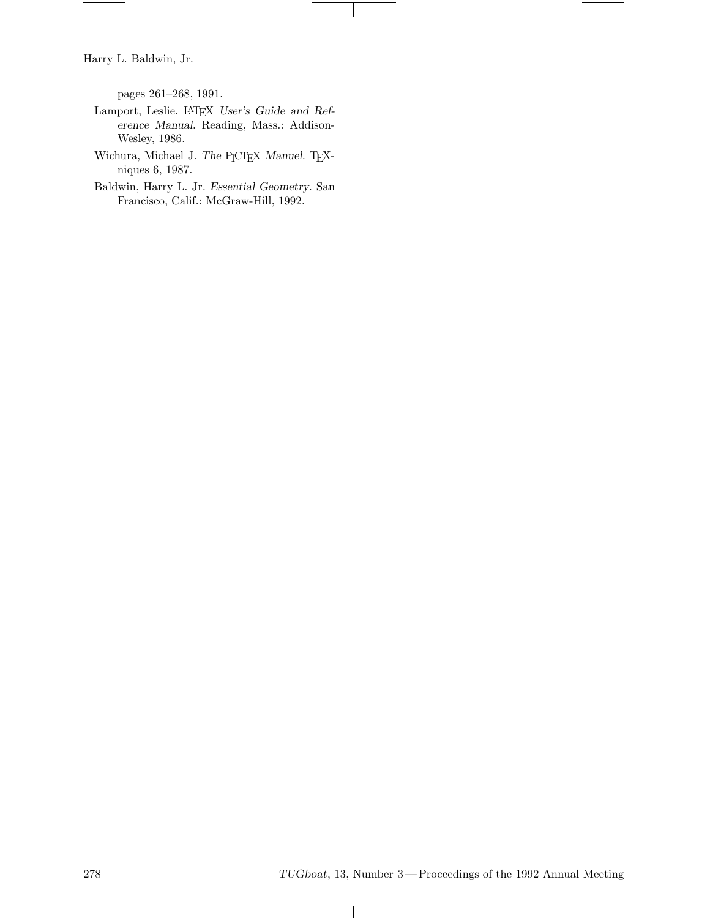pages 261–268, 1991.

Lamport, Leslie. LaTeX *User's Guide and Reference Manual*. Reading, Mass.: Addison-Wesley, 1986.

Wichura, Michael J. *The* PiCTeX *Manuel*. TeXniques 6, 1987.

Baldwin, Harry L. Jr. *Essential Geometry*. San Francisco, Calif.: McGraw-Hill, 1992.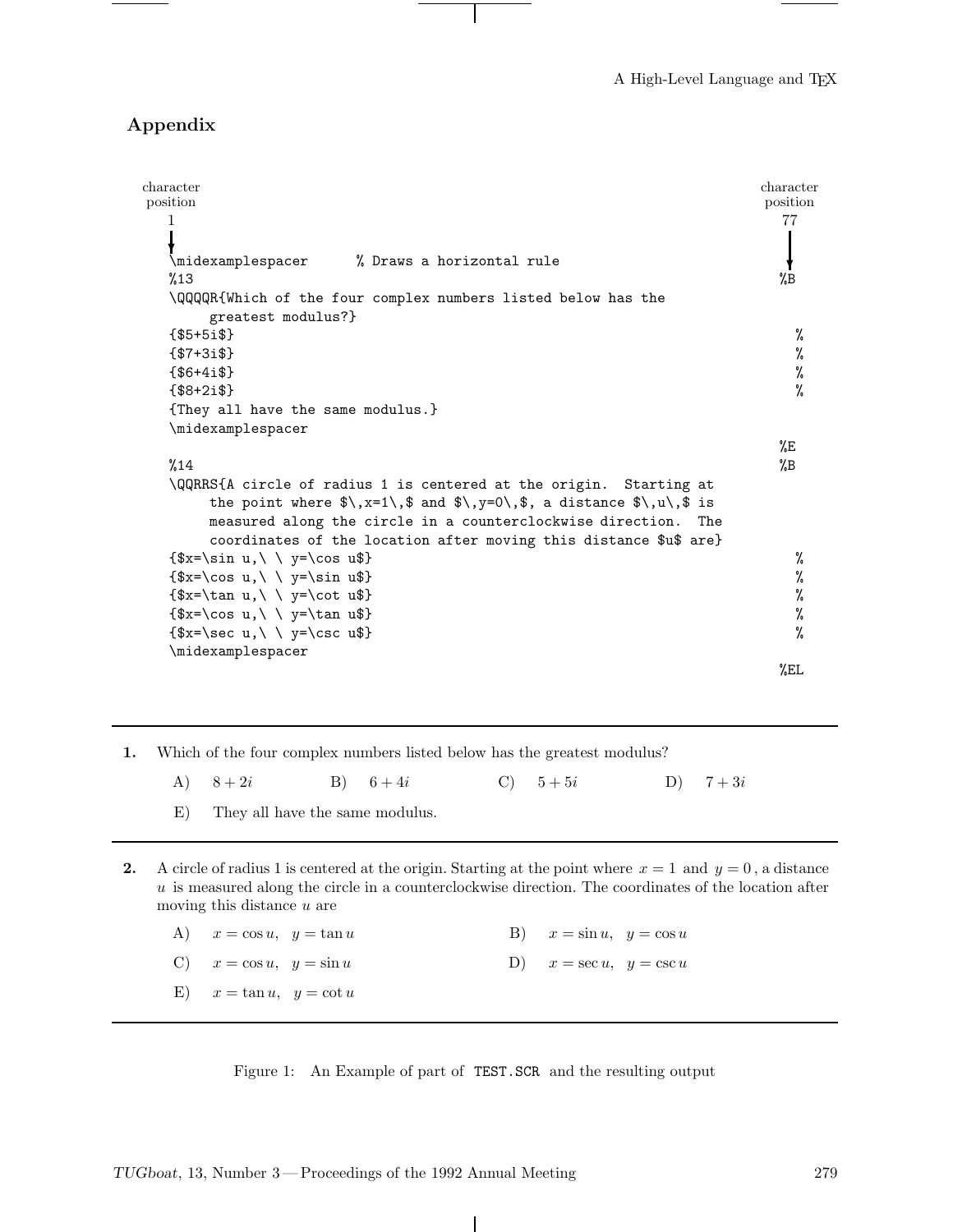## Appendix

character position 1 — character position 77

```
\midexamplespacer      % Draws a horizontal rule
%13                                                                         %B
\QQQQR{Which of the four complex numbers listed below has the
      greatest modulus?}
{$5+5i$}                                                                      %
{$7+3i$}                                                                      %
{$6+4i$}                                                                      %
{$8+2i$}                                                                      %
{They all have the same modulus.}
\midexamplespacer
                                                                            %E
%14                                                                         %B
\QQRRS{A circle of radius 1 is centered at the origin.  Starting at
      the point where $\,x=1\,$ and $\,y=0\,$, a distance $\,u\,$ is
      measured along the circle in a counterclockwise direction.  The
      coordinates of the location after moving this distance $u$ are}
{$x=\sin u,\ \ y=\cos u$}                                                     %
{$x=\cos u,\ \ y=\sin u$}                                                     %
{$x=\tan u,\ \ y=\cot u$}                                                     %
{$x=\cos u,\ \ y=\tan u$}                                                     %
{$x=\sec u,\ \ y=\csc u$}                                                     %
\midexamplespacer
                                                                            %EL
```

---

**1.** Which of the four complex numbers listed below has the greatest modulus?

A) $8+2i$ B) $6+4i$ C) $5+5i$ D) $7+3i$

E) They all have the same modulus.

---

**2.** A circle of radius 1 is centered at the origin. Starting at the point where $x=1$ and $y=0$, a distance $u$ is measured along the circle in a counterclockwise direction. The coordinates of the location after moving this distance $u$ are

A) $x=\cos u, \ \ y=\tan u$ B) $x=\sin u, \ \ y=\cos u$

C) $x=\cos u, \ \ y=\sin u$ D) $x=\sec u, \ \ y=\csc u$

E) $x=\tan u, \ \ y=\cot u$

---

Figure 1: An Example of part of `TEST.SCR` and the resulting output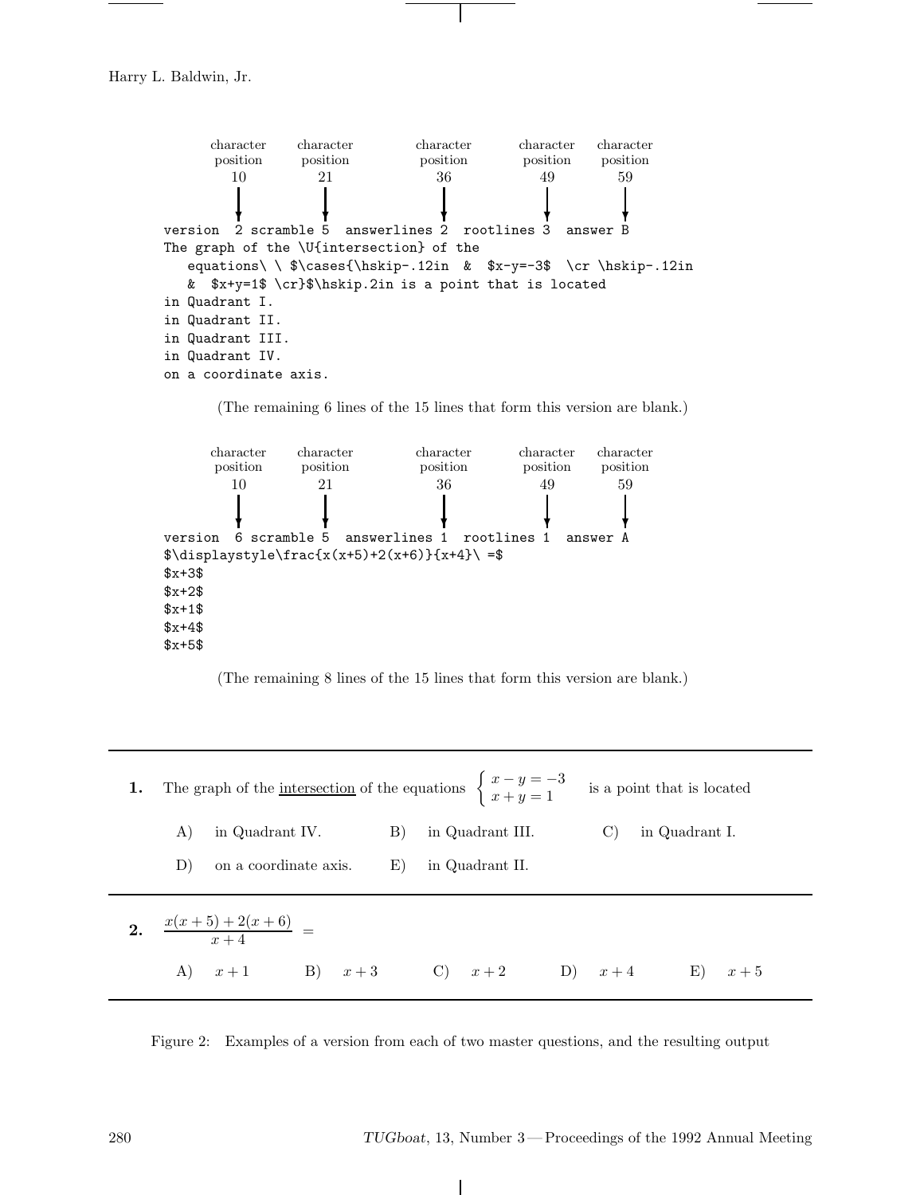Harry L. Baldwin, Jr.

character position 10 | character position 21 | character position 36 | character position 49 | character position 59

```
version  2 scramble 5  answerlines 2  rootlines 3  answer B
The graph of the \U{intersection} of the
   equations\ \ $\cases{\hskip-.12in  &  $x-y=-3$  \cr \hskip-.12in
   &  $x+y=1$ \cr}$\hskip.2in is a point that is located
in Quadrant I.
in Quadrant II.
in Quadrant III.
in Quadrant IV.
on a coordinate axis.
```

(The remaining 6 lines of the 15 lines that form this version are blank.)

character position 10 | character position 21 | character position 36 | character position 49 | character position 59

```
version  6 scramble 5  answerlines 1  rootlines 1  answer A
$\displaystyle\frac{x(x+5)+2(x+6)}{x+4}\ =$
$x+3$
$x+2$
$x+1$
$x+4$
$x+5$
```

(The remaining 8 lines of the 15 lines that form this version are blank.)

---

**1.** The graph of the intersection of the equations $\begin{cases} x-y=-3 \\ x+y=1 \end{cases}$ is a point that is located

A) in Quadrant IV. B) in Quadrant III. C) in Quadrant I.

D) on a coordinate axis. E) in Quadrant II.

---

**2.** $\dfrac{x(x+5)+2(x+6)}{x+4} =$

A) $x+1$ B) $x+3$ C) $x+2$ D) $x+4$ E) $x+5$

---

Figure 2: Examples of a version from each of two master questions, and the resulting output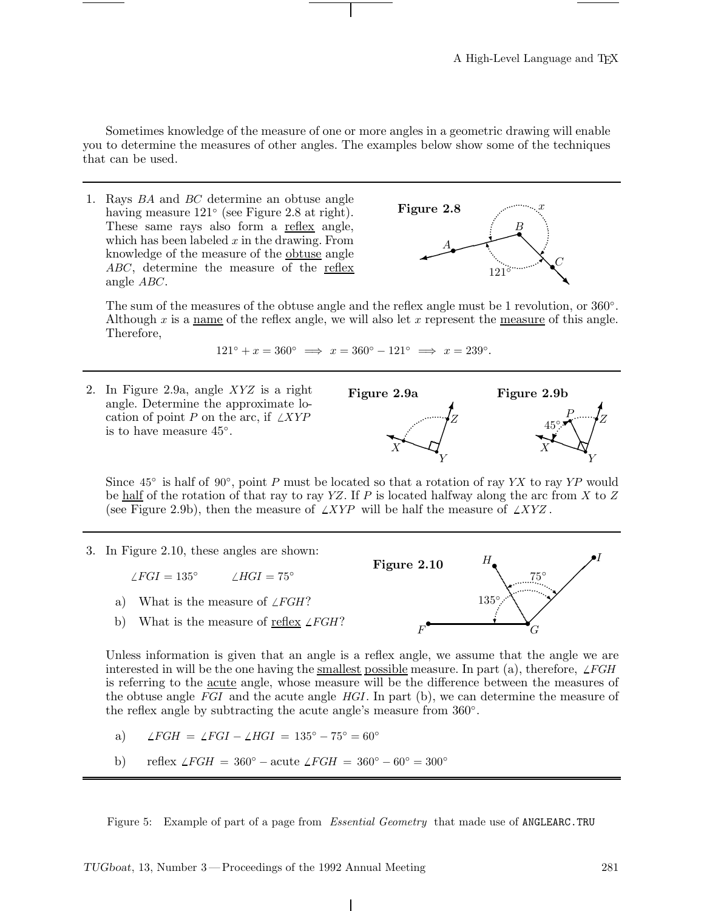Sometimes knowledge of the measure of one or more angles in a geometric drawing will enable you to determine the measures of other angles. The examples below show some of the techniques that can be used.

---

1. Rays $BA$ and $BC$ determine an obtuse angle having measure $121°$ (see Figure 2.8 at right). These same rays also form a reflex angle, which has been labeled $x$ in the drawing. From knowledge of the measure of the obtuse angle $ABC$, determine the measure of the reflex angle $ABC$.

**Figure 2.8**

$x$
$B$
$A$
$C$
$121°$

The sum of the measures of the obtuse angle and the reflex angle must be 1 revolution, or $360°$. Although $x$ is a name of the reflex angle, we will also let $x$ represent the measure of this angle. Therefore,

$$121° + x = 360° \implies x = 360° - 121° \implies x = 239°.$$

---

2. In Figure 2.9a, angle $XYZ$ is a right angle. Determine the approximate location of point $P$ on the arc, if $\angle XYP$ is to have measure $45°$.

**Figure 2.9a**

$Z$
$X$
$Y$

**Figure 2.9b**

$P$
$45°$
$Z$
$X$
$Y$

Since $45°$ is half of $90°$, point $P$ must be located so that a rotation of ray $YX$ to ray $YP$ would be half of the rotation of that ray to ray $YZ$. If $P$ is located halfway along the arc from $X$ to $Z$ (see Figure 2.9b), then the measure of $\angle XYP$ will be half the measure of $\angle XYZ$.

---

3. In Figure 2.10, these angles are shown:

   $\angle FGI = 135°$ $\qquad$ $\angle HGI = 75°$

   a) What is the measure of $\angle FGH$?

   b) What is the measure of reflex $\angle FGH$?

**Figure 2.10**

$H$
$I$
$75°$
$135°$
$F$
$G$

Unless information is given that an angle is a reflex angle, we assume that the angle we are interested in will be the one having the smallest possible measure. In part (a), therefore, $\angle FGH$ is referring to the acute angle, whose measure will be the difference between the measures of the obtuse angle $FGI$ and the acute angle $HGI$. In part (b), we can determine the measure of the reflex angle by subtracting the acute angle's measure from $360°$.

a) $\angle FGH = \angle FGI - \angle HGI = 135° - 75° = 60°$

b) reflex $\angle FGH = 360° -$ acute $\angle FGH = 360° - 60° = 300°$

---

Figure 5: Example of part of a page from *Essential Geometry* that made use of `ANGLEARC.TRU`